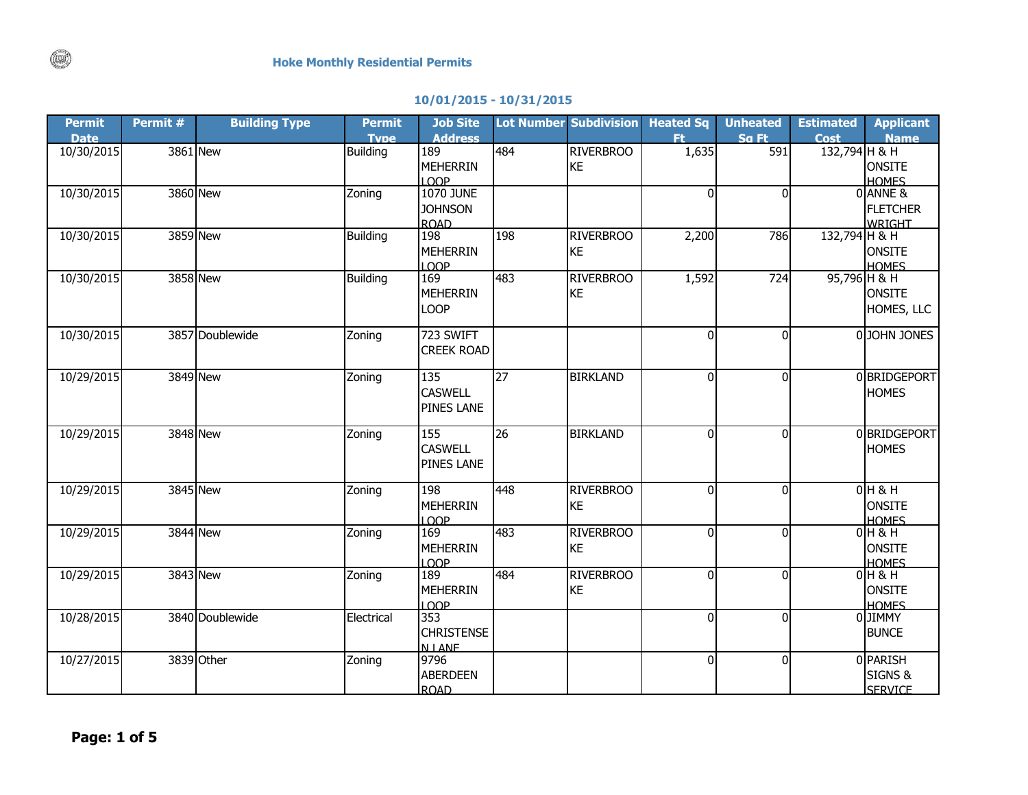# Hoke Monthly Residential Permits

## 10/01/2015 - 10/31/2015

| Permit Date | Permit # | Building Type | Permit Type | Job Site Address | Lot Number | Subdivision | Heated Sq Ft | Unheated Sq Ft | Estimated Cost | Applicant Name |
|---|---|---|---|---|---|---|---|---|---|---|
| 10/30/2015 | 3861 | New | Building | 189 MEHERRIN LOOP | 484 | RIVERBROOKE | 1,635 | 591 | 132,794 | H & H ONSITE HOMES |
| 10/30/2015 | 3860 | New | Zoning | 1070 JUNE JOHNSON ROAD | | | 0 | 0 | 0 | ANNE & FLETCHER WRIGHT |
| 10/30/2015 | 3859 | New | Building | 198 MEHERRIN LOOP | 198 | RIVERBROOKE | 2,200 | 786 | 132,794 | H & H ONSITE HOMES |
| 10/30/2015 | 3858 | New | Building | 169 MEHERRIN LOOP | 483 | RIVERBROOKE | 1,592 | 724 | 95,796 | H & H ONSITE HOMES, LLC |
| 10/30/2015 | 3857 | Doublewide | Zoning | 723 SWIFT CREEK ROAD | | | 0 | 0 | 0 | JOHN JONES |
| 10/29/2015 | 3849 | New | Zoning | 135 CASWELL PINES LANE | 27 | BIRKLAND | 0 | 0 | 0 | BRIDGEPORT HOMES |
| 10/29/2015 | 3848 | New | Zoning | 155 CASWELL PINES LANE | 26 | BIRKLAND | 0 | 0 | 0 | BRIDGEPORT HOMES |
| 10/29/2015 | 3845 | New | Zoning | 198 MEHERRIN LOOP | 448 | RIVERBROOKE | 0 | 0 | 0 | H & H ONSITE HOMES |
| 10/29/2015 | 3844 | New | Zoning | 169 MEHERRIN LOOP | 483 | RIVERBROOKE | 0 | 0 | 0 | H & H ONSITE HOMES |
| 10/29/2015 | 3843 | New | Zoning | 189 MEHERRIN LOOP | 484 | RIVERBROOKE | 0 | 0 | 0 | H & H ONSITE HOMES |
| 10/28/2015 | 3840 | Doublewide | Electrical | 353 CHRISTENSEN LANE | | | 0 | 0 | 0 | JIMMY BUNCE |
| 10/27/2015 | 3839 | Other | Zoning | 9796 ABERDEEN ROAD | | | 0 | 0 | 0 | PARISH SIGNS & SERVICE |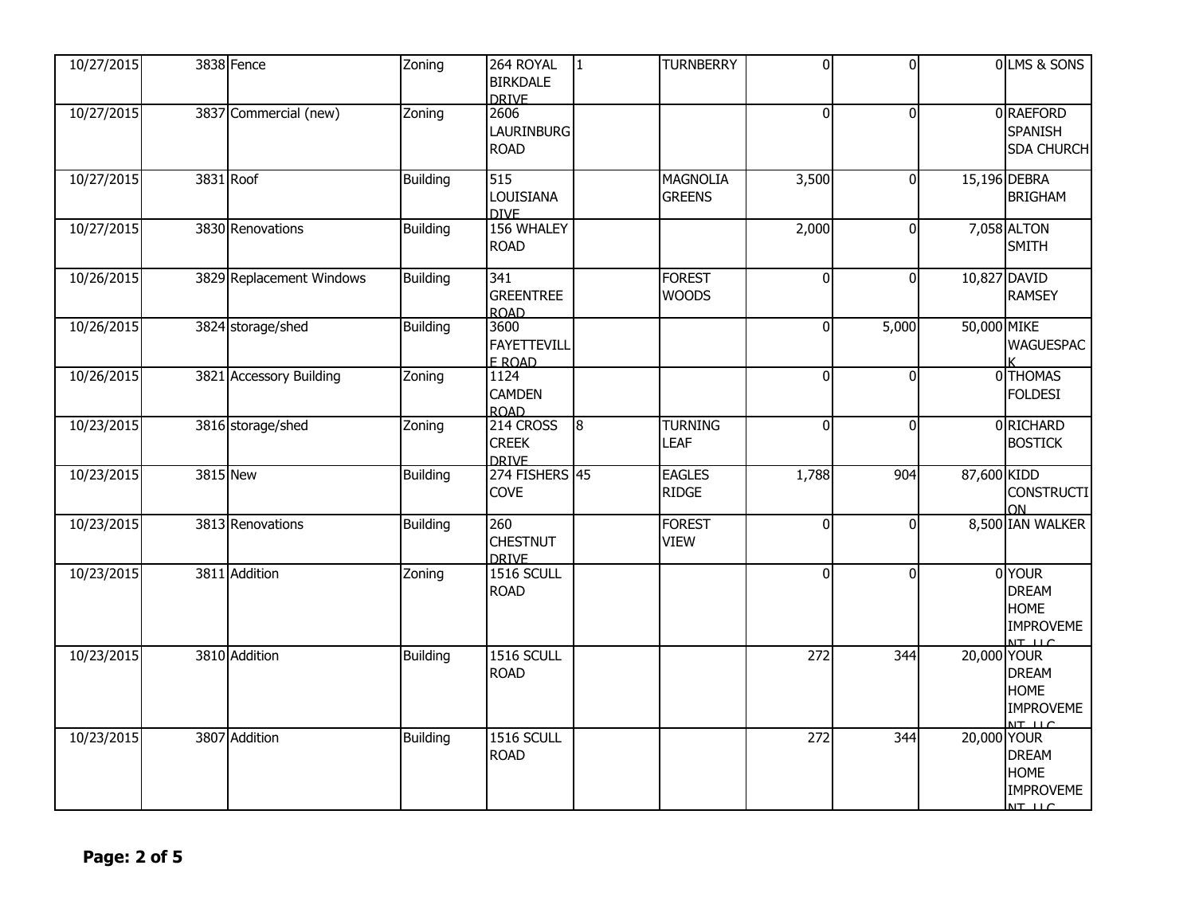| | | | | | | | | | | |
|---|---|---|---|---|---|---|---|---|---|---|
| 10/27/2015 | 3838 | Fence | Zoning | 264 ROYAL BIRKDALE DRIVE | 1 | TURNBERRY | 0 | 0 | 0 | LMS & SONS |
| 10/27/2015 | 3837 | Commercial (new) | Zoning | 2606 LAURINBURG ROAD | | | 0 | 0 | 0 | RAEFORD SPANISH SDA CHURCH |
| 10/27/2015 | 3831 | Roof | Building | 515 LOUISIANA DIVE | | MAGNOLIA GREENS | 3,500 | 0 | 15,196 | DEBRA BRIGHAM |
| 10/27/2015 | 3830 | Renovations | Building | 156 WHALEY ROAD | | | 2,000 | 0 | 7,058 | ALTON SMITH |
| 10/26/2015 | 3829 | Replacement Windows | Building | 341 GREENTREE ROAD | | FOREST WOODS | 0 | 0 | 10,827 | DAVID RAMSEY |
| 10/26/2015 | 3824 | storage/shed | Building | 3600 FAYETTEVILLE ROAD | | | 0 | 5,000 | 50,000 | MIKE WAGUESPACK |
| 10/26/2015 | 3821 | Accessory Building | Zoning | 1124 CAMDEN ROAD | | | 0 | 0 | 0 | THOMAS FOLDESI |
| 10/23/2015 | 3816 | storage/shed | Zoning | 214 CROSS CREEK DRIVE | 8 | TURNING LEAF | 0 | 0 | 0 | RICHARD BOSTICK |
| 10/23/2015 | 3815 | New | Building | 274 FISHERS COVE | 45 | EAGLES RIDGE | 1,788 | 904 | 87,600 | KIDD CONSTRUCTION |
| 10/23/2015 | 3813 | Renovations | Building | 260 CHESTNUT DRIVE | | FOREST VIEW | 0 | 0 | 8,500 | IAN WALKER |
| 10/23/2015 | 3811 | Addition | Zoning | 1516 SCULL ROAD | | | 0 | 0 | 0 | YOUR DREAM HOME IMPROVEMENT LLC |
| 10/23/2015 | 3810 | Addition | Building | 1516 SCULL ROAD | | | 272 | 344 | 20,000 | YOUR DREAM HOME IMPROVEMENT LLC |
| 10/23/2015 | 3807 | Addition | Building | 1516 SCULL ROAD | | | 272 | 344 | 20,000 | YOUR DREAM HOME IMPROVEMENT LLC |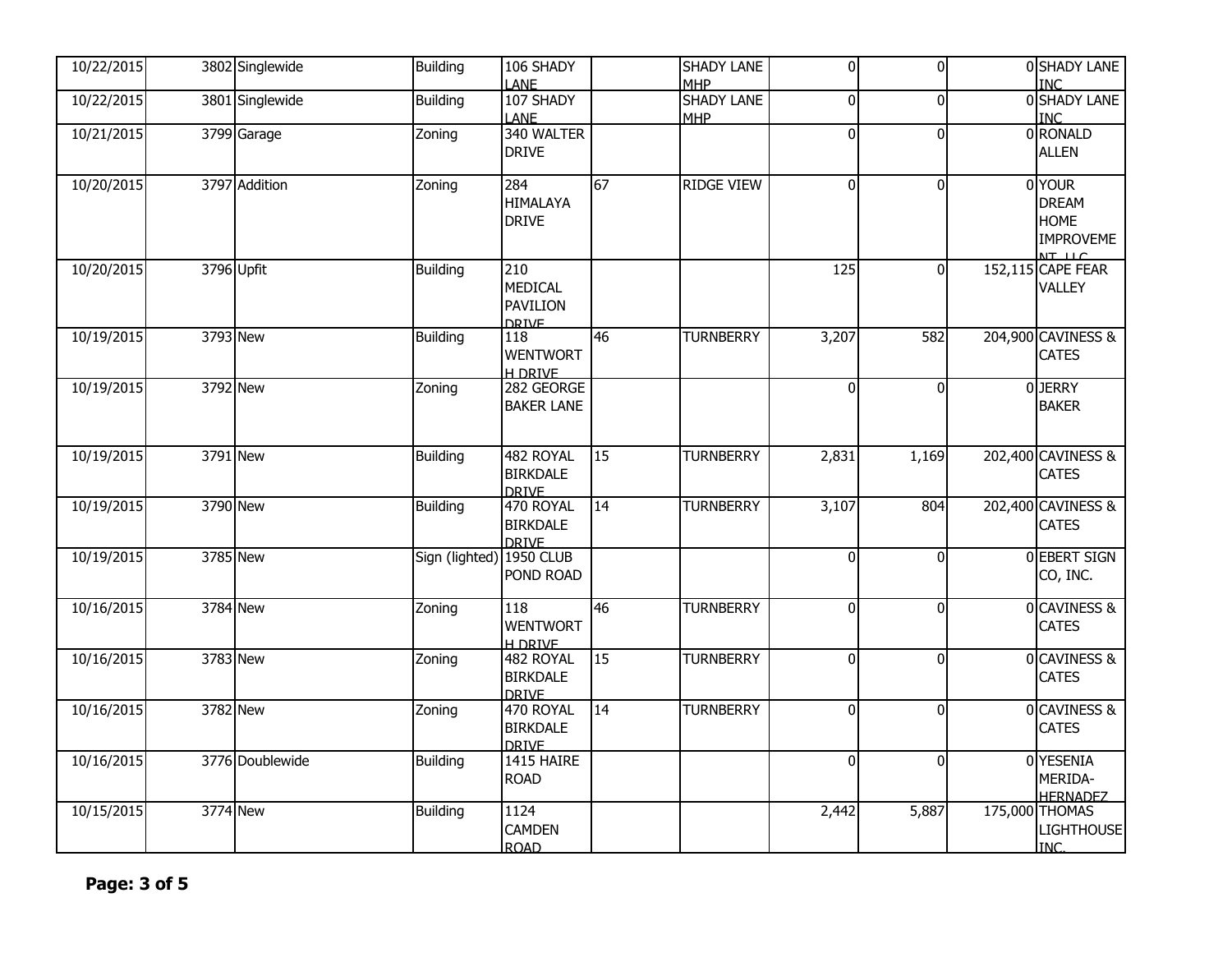| | | | | | | | | | | |
|---|---|---|---|---|---|---|---|---|---|---|
| 10/22/2015 | 3802 | Singlewide | Building | 106 SHADY LANE | | SHADY LANE MHP | 0 | 0 | 0 | SHADY LANE INC |
| 10/22/2015 | 3801 | Singlewide | Building | 107 SHADY LANE | | SHADY LANE MHP | 0 | 0 | 0 | SHADY LANE INC |
| 10/21/2015 | 3799 | Garage | Zoning | 340 WALTER DRIVE | | | 0 | 0 | 0 | RONALD ALLEN |
| 10/20/2015 | 3797 | Addition | Zoning | 284 HIMALAYA DRIVE | 67 | RIDGE VIEW | 0 | 0 | 0 | YOUR DREAM HOME IMPROVEMENT, LLC |
| 10/20/2015 | 3796 | Upfit | Building | 210 MEDICAL PAVILION DRIVE | | | 125 | 0 | 152,115 | CAPE FEAR VALLEY |
| 10/19/2015 | 3793 | New | Building | 118 WENTWORTH DRIVE | 46 | TURNBERRY | 3,207 | 582 | 204,900 | CAVINESS & CATES |
| 10/19/2015 | 3792 | New | Zoning | 282 GEORGE BAKER LANE | | | 0 | 0 | 0 | JERRY BAKER |
| 10/19/2015 | 3791 | New | Building | 482 ROYAL BIRKDALE DRIVE | 15 | TURNBERRY | 2,831 | 1,169 | 202,400 | CAVINESS & CATES |
| 10/19/2015 | 3790 | New | Building | 470 ROYAL BIRKDALE DRIVE | 14 | TURNBERRY | 3,107 | 804 | 202,400 | CAVINESS & CATES |
| 10/19/2015 | 3785 | New | Sign (lighted) | 1950 CLUB POND ROAD | | | 0 | 0 | 0 | EBERT SIGN CO, INC. |
| 10/16/2015 | 3784 | New | Zoning | 118 WENTWORTH DRIVE | 46 | TURNBERRY | 0 | 0 | 0 | CAVINESS & CATES |
| 10/16/2015 | 3783 | New | Zoning | 482 ROYAL BIRKDALE DRIVE | 15 | TURNBERRY | 0 | 0 | 0 | CAVINESS & CATES |
| 10/16/2015 | 3782 | New | Zoning | 470 ROYAL BIRKDALE DRIVE | 14 | TURNBERRY | 0 | 0 | 0 | CAVINESS & CATES |
| 10/16/2015 | 3776 | Doublewide | Building | 1415 HAIRE ROAD | | | 0 | 0 | 0 | YESENIA MERIDA-HERNADEZ |
| 10/15/2015 | 3774 | New | Building | 1124 CAMDEN ROAD | | | 2,442 | 5,887 | 175,000 | THOMAS LIGHTHOUSE INC. |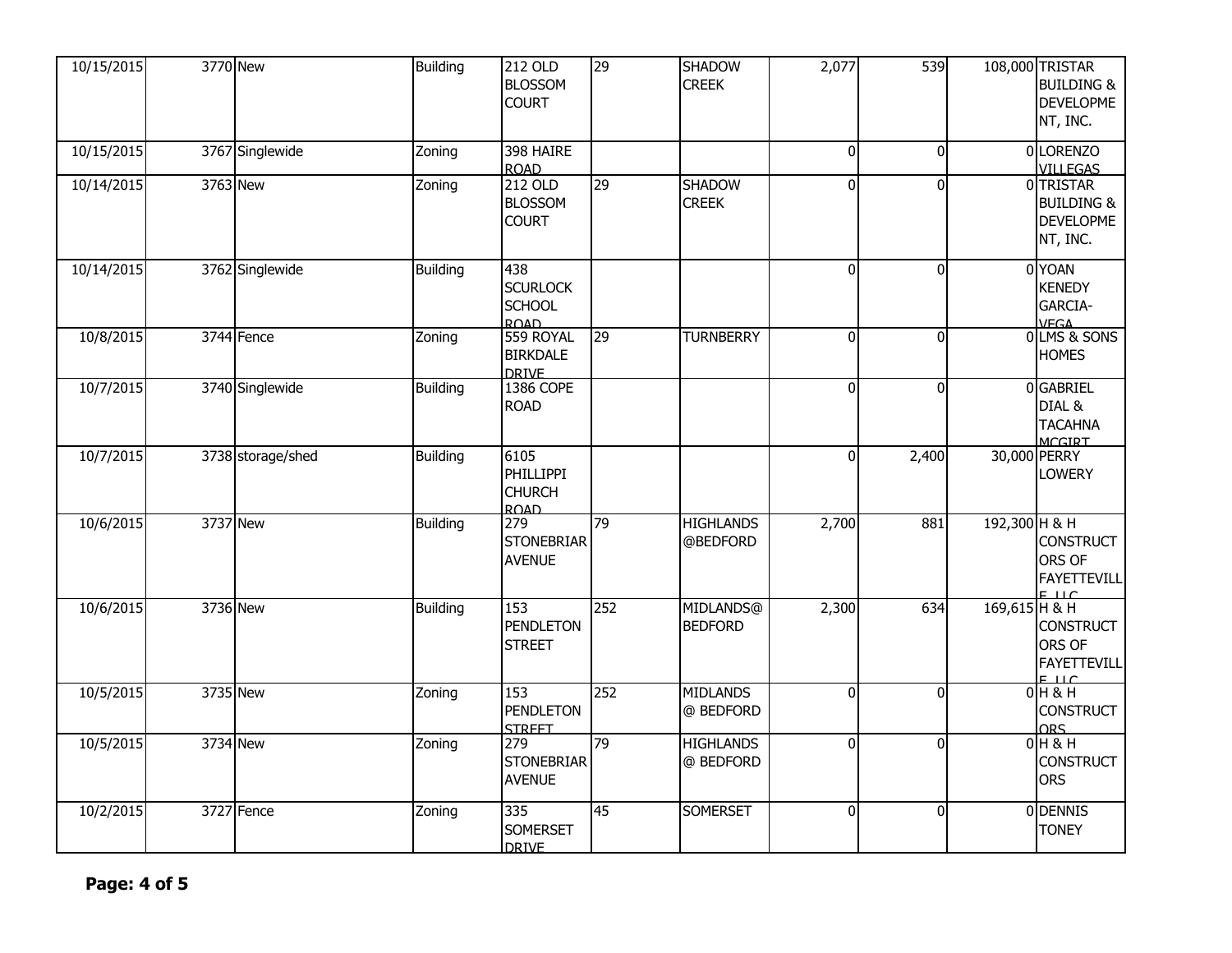| | | | | | | | | | | |
|---|---|---|---|---|---|---|---|---|---|---|
| 10/15/2015 | 3770 | New | Building | 212 OLD BLOSSOM COURT | 29 | SHADOW CREEK | 2,077 | 539 | 108,000 | TRISTAR BUILDING & DEVELOPMENT, INC. |
| 10/15/2015 | 3767 | Singlewide | Zoning | 398 HAIRE ROAD | | | 0 | 0 | 0 | LORENZO VILLEGAS |
| 10/14/2015 | 3763 | New | Zoning | 212 OLD BLOSSOM COURT | 29 | SHADOW CREEK | 0 | 0 | 0 | TRISTAR BUILDING & DEVELOPMENT, INC. |
| 10/14/2015 | 3762 | Singlewide | Building | 438 SCURLOCK SCHOOL ROAD | | | 0 | 0 | 0 | YOAN KENEDY GARCIA-VEGA |
| 10/8/2015 | 3744 | Fence | Zoning | 559 ROYAL BIRKDALE DRIVE | 29 | TURNBERRY | 0 | 0 | 0 | LMS & SONS HOMES |
| 10/7/2015 | 3740 | Singlewide | Building | 1386 COPE ROAD | | | 0 | 0 | 0 | GABRIEL DIAL & TACAHNA MCGIRT |
| 10/7/2015 | 3738 | storage/shed | Building | 6105 PHILLIPPI CHURCH ROAD | | | 0 | 2,400 | 30,000 | PERRY LOWERY |
| 10/6/2015 | 3737 | New | Building | 279 STONEBRIAR AVENUE | 79 | HIGHLANDS @BEDFORD | 2,700 | 881 | 192,300 | H & H CONSTRUCTORS OF FAYETTEVILLE LLC |
| 10/6/2015 | 3736 | New | Building | 153 PENDLETON STREET | 252 | MIDLANDS@ BEDFORD | 2,300 | 634 | 169,615 | H & H CONSTRUCTORS OF FAYETTEVILLE LLC |
| 10/5/2015 | 3735 | New | Zoning | 153 PENDLETON STREET | 252 | MIDLANDS @ BEDFORD | 0 | 0 | 0 | H & H CONSTRUCTORS |
| 10/5/2015 | 3734 | New | Zoning | 279 STONEBRIAR AVENUE | 79 | HIGHLANDS @ BEDFORD | 0 | 0 | 0 | H & H CONSTRUCTORS |
| 10/2/2015 | 3727 | Fence | Zoning | 335 SOMERSET DRIVE | 45 | SOMERSET | 0 | 0 | 0 | DENNIS TONEY |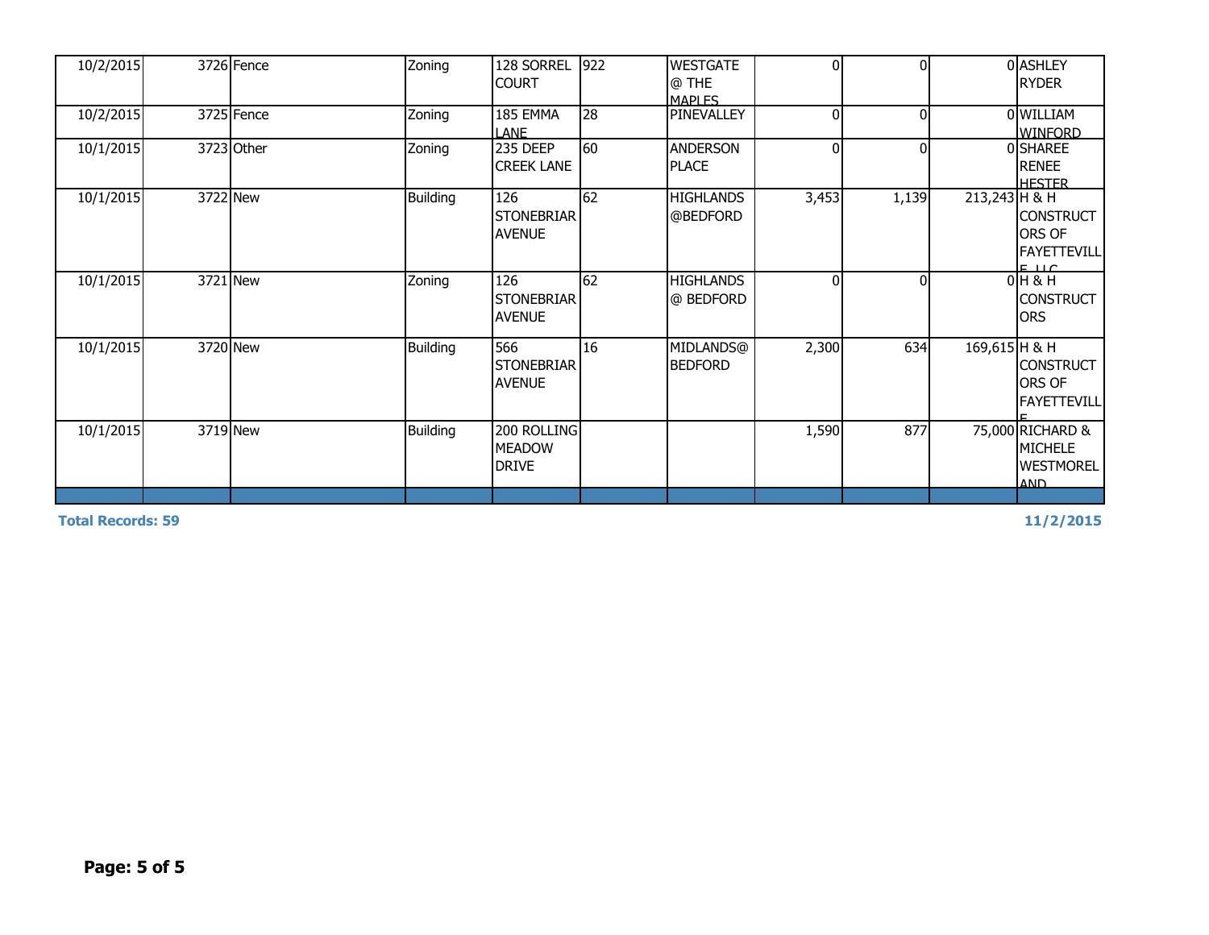| | | | | | | | | | | |
|---|---|---|---|---|---|---|---|---|---|---|
| 10/2/2015 | 3726 | Fence | Zoning | 128 SORREL COURT | 922 | WESTGATE @ THE MAPLES | 0 | 0 | 0 | ASHLEY RYDER |
| 10/2/2015 | 3725 | Fence | Zoning | 185 EMMA LANE | 28 | PINEVALLEY | 0 | 0 | 0 | WILLIAM WINFORD |
| 10/1/2015 | 3723 | Other | Zoning | 235 DEEP CREEK LANE | 60 | ANDERSON PLACE | 0 | 0 | 0 | SHAREE RENEE HESTER |
| 10/1/2015 | 3722 | New | Building | 126 STONEBRIAR AVENUE | 62 | HIGHLANDS @BEDFORD | 3,453 | 1,139 | 213,243 | H & H CONSTRUCTORS OF FAYETTEVILLE LLC |
| 10/1/2015 | 3721 | New | Zoning | 126 STONEBRIAR AVENUE | 62 | HIGHLANDS @ BEDFORD | 0 | 0 | 0 | H & H CONSTRUCTORS |
| 10/1/2015 | 3720 | New | Building | 566 STONEBRIAR AVENUE | 16 | MIDLANDS@ BEDFORD | 2,300 | 634 | 169,615 | H & H CONSTRUCTORS OF FAYETTEVILLE |
| 10/1/2015 | 3719 | New | Building | 200 ROLLING MEADOW DRIVE | | | 1,590 | 877 | 75,000 | RICHARD & MICHELE WESTMORELAND |

**Total Records: 59**

**11/2/2015**